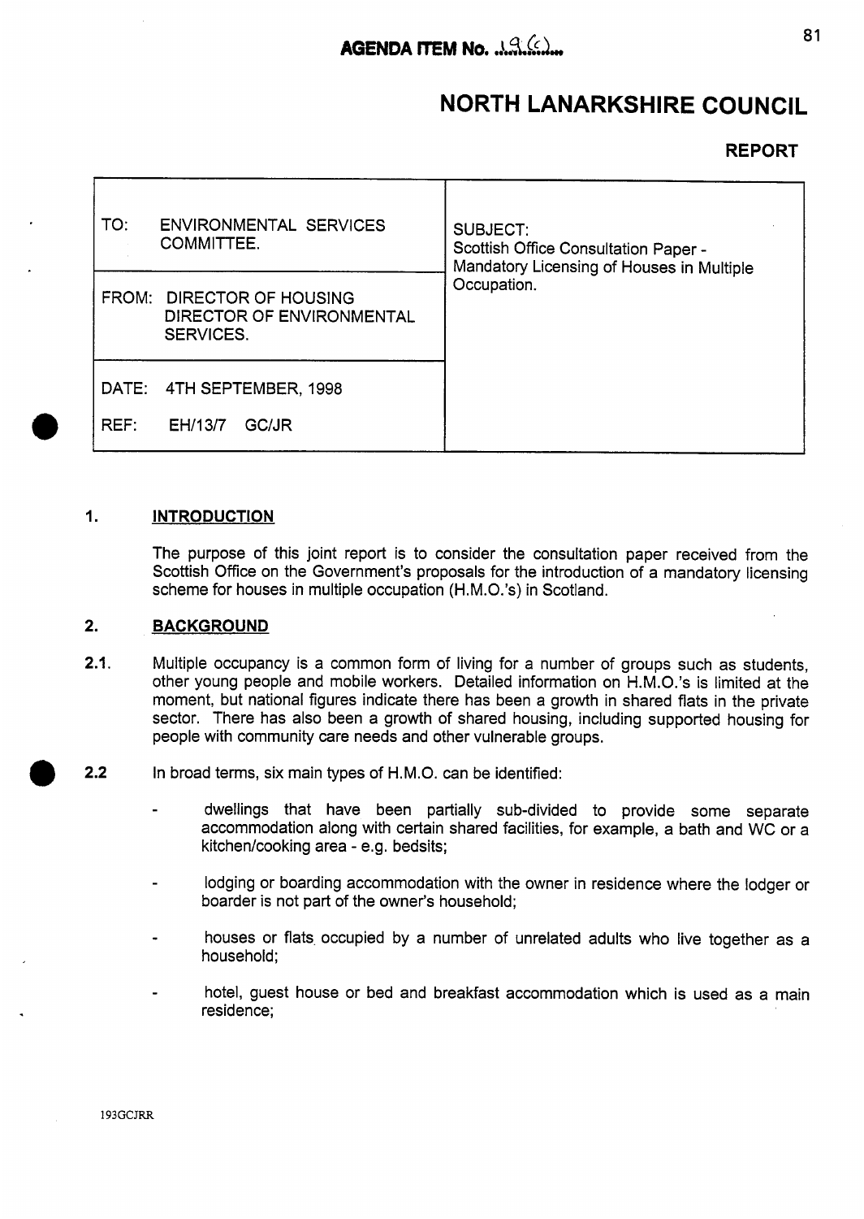**AGENDA ITEM No. 19(c)**

# NORTH LANARKSHIRE COUNCIL

**REPORT**

| | |
|---|---|
| TO: ENVIRONMENTAL SERVICES COMMITTEE. | SUBJECT: Scottish Office Consultation Paper - Mandatory Licensing of Houses in Multiple Occupation. |
| FROM: DIRECTOR OF HOUSING DIRECTOR OF ENVIRONMENTAL SERVICES. | |
| DATE: 4TH SEPTEMBER, 1998<br>REF: EH/13/7 GC/JR | |

## 1. INTRODUCTION

The purpose of this joint report is to consider the consultation paper received from the Scottish Office on the Government's proposals for the introduction of a mandatory licensing scheme for houses in multiple occupation (H.M.O.'s) in Scotland.

## 2. BACKGROUND

**2.1.** Multiple occupancy is a common form of living for a number of groups such as students, other young people and mobile workers. Detailed information on H.M.O.'s is limited at the moment, but national figures indicate there has been a growth in shared flats in the private sector. There has also been a growth of shared housing, including supported housing for people with community care needs and other vulnerable groups.

**2.2** In broad terms, six main types of H.M.O. can be identified:

- dwellings that have been partially sub-divided to provide some separate accommodation along with certain shared facilities, for example, a bath and WC or a kitchen/cooking area - e.g. bedsits;
- lodging or boarding accommodation with the owner in residence where the lodger or boarder is not part of the owner's household;
- houses or flats occupied by a number of unrelated adults who live together as a household;
- hotel, guest house or bed and breakfast accommodation which is used as a main residence;

193GCJRR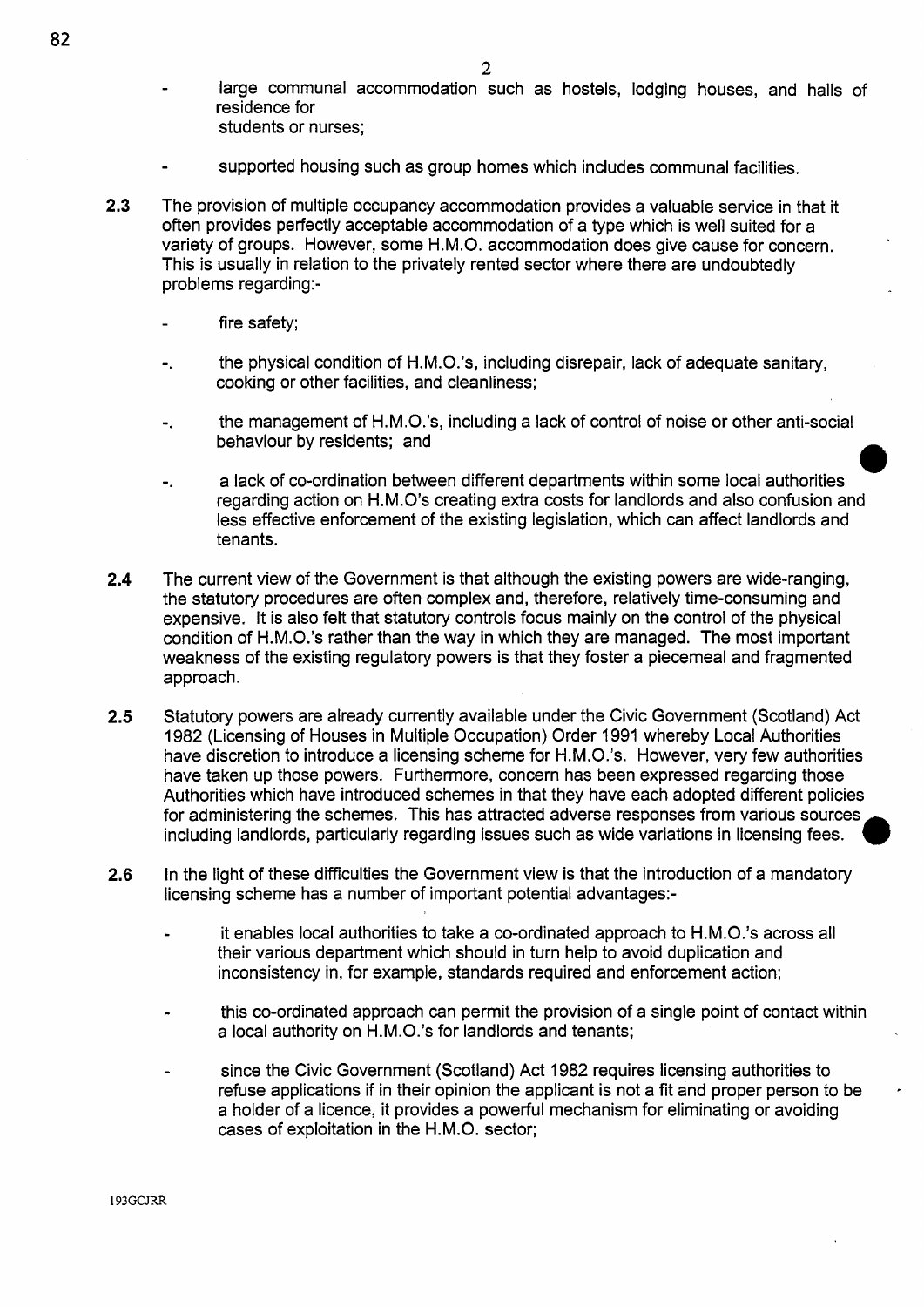- large communal accommodation such as hostels, lodging houses, and halls of residence for students or nurses;

- supported housing such as group homes which includes communal facilities.

**2.3** The provision of multiple occupancy accommodation provides a valuable service in that it often provides perfectly acceptable accommodation of a type which is well suited for a variety of groups. However, some H.M.O. accommodation does give cause for concern. This is usually in relation to the privately rented sector where there are undoubtedly problems regarding:-

- fire safety;

- the physical condition of H.M.O.'s, including disrepair, lack of adequate sanitary, cooking or other facilities, and cleanliness;

- the management of H.M.O.'s, including a lack of control of noise or other anti-social behaviour by residents; and

- a lack of co-ordination between different departments within some local authorities regarding action on H.M.O's creating extra costs for landlords and also confusion and less effective enforcement of the existing legislation, which can affect landlords and tenants.

**2.4** The current view of the Government is that although the existing powers are wide-ranging, the statutory procedures are often complex and, therefore, relatively time-consuming and expensive. It is also felt that statutory controls focus mainly on the control of the physical condition of H.M.O.'s rather than the way in which they are managed. The most important weakness of the existing regulatory powers is that they foster a piecemeal and fragmented approach.

**2.5** Statutory powers are already currently available under the Civic Government (Scotland) Act 1982 (Licensing of Houses in Multiple Occupation) Order 1991 whereby Local Authorities have discretion to introduce a licensing scheme for H.M.O.'s. However, very few authorities have taken up those powers. Furthermore, concern has been expressed regarding those Authorities which have introduced schemes in that they have each adopted different policies for administering the schemes. This has attracted adverse responses from various sources including landlords, particularly regarding issues such as wide variations in licensing fees.

**2.6** In the light of these difficulties the Government view is that the introduction of a mandatory licensing scheme has a number of important potential advantages:-

- it enables local authorities to take a co-ordinated approach to H.M.O.'s across all their various department which should in turn help to avoid duplication and inconsistency in, for example, standards required and enforcement action;

- this co-ordinated approach can permit the provision of a single point of contact within a local authority on H.M.O.'s for landlords and tenants;

- since the Civic Government (Scotland) Act 1982 requires licensing authorities to refuse applications if in their opinion the applicant is not a fit and proper person to be a holder of a licence, it provides a powerful mechanism for eliminating or avoiding cases of exploitation in the H.M.O. sector;

193GCJRR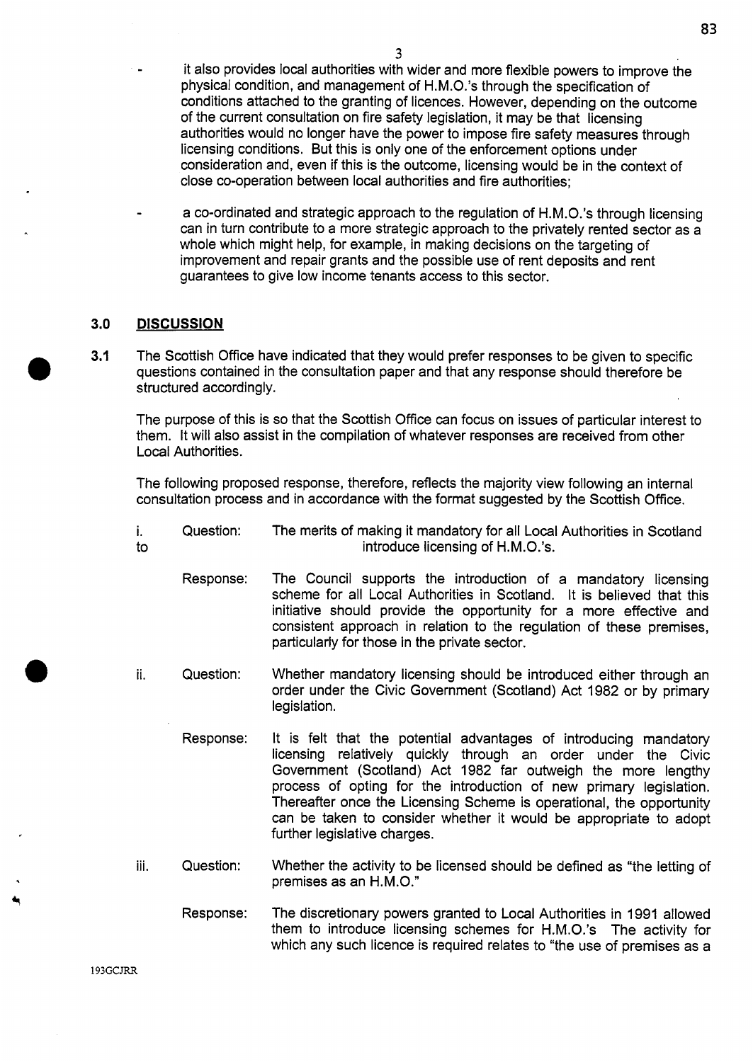- it also provides local authorities with wider and more flexible powers to improve the physical condition, and management of H.M.O.'s through the specification of conditions attached to the granting of licences. However, depending on the outcome of the current consultation on fire safety legislation, it may be that licensing authorities would no longer have the power to impose fire safety measures through licensing conditions. But this is only one of the enforcement options under consideration and, even if this is the outcome, licensing would be in the context of close co-operation between local authorities and fire authorities;

- a co-ordinated and strategic approach to the regulation of H.M.O.'s through licensing can in turn contribute to a more strategic approach to the privately rented sector as a whole which might help, for example, in making decisions on the targeting of improvement and repair grants and the possible use of rent deposits and rent guarantees to give low income tenants access to this sector.

## 3.0 DISCUSSION

**3.1** The Scottish Office have indicated that they would prefer responses to be given to specific questions contained in the consultation paper and that any response should therefore be structured accordingly.

The purpose of this is so that the Scottish Office can focus on issues of particular interest to them. It will also assist in the compilation of whatever responses are received from other Local Authorities.

The following proposed response, therefore, reflects the majority view following an internal consultation process and in accordance with the format suggested by the Scottish Office.

i. Question: The merits of making it mandatory for all Local Authorities in Scotland to introduce licensing of H.M.O.'s.

Response: The Council supports the introduction of a mandatory licensing scheme for all Local Authorities in Scotland. It is believed that this initiative should provide the opportunity for a more effective and consistent approach in relation to the regulation of these premises, particularly for those in the private sector.

ii. Question: Whether mandatory licensing should be introduced either through an order under the Civic Government (Scotland) Act 1982 or by primary legislation.

Response: It is felt that the potential advantages of introducing mandatory licensing relatively quickly through an order under the Civic Government (Scotland) Act 1982 far outweigh the more lengthy process of opting for the introduction of new primary legislation. Thereafter once the Licensing Scheme is operational, the opportunity can be taken to consider whether it would be appropriate to adopt further legislative charges.

iii. Question: Whether the activity to be licensed should be defined as "the letting of premises as an H.M.O."

Response: The discretionary powers granted to Local Authorities in 1991 allowed them to introduce licensing schemes for H.M.O.'s The activity for which any such licence is required relates to "the use of premises as a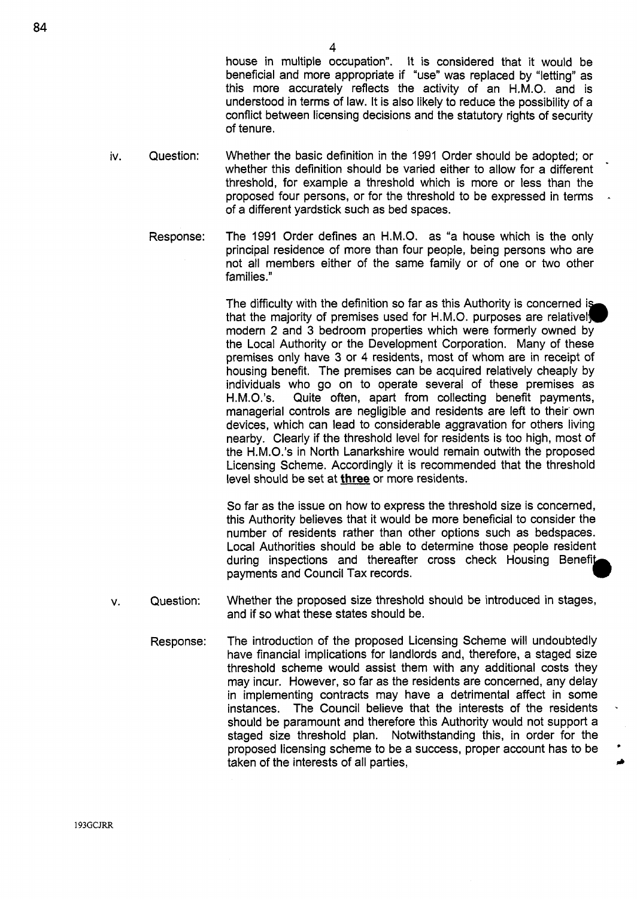house in multiple occupation". It is considered that it would be beneficial and more appropriate if "use" was replaced by "letting" as this more accurately reflects the activity of an H.M.O. and is understood in terms of law. It is also likely to reduce the possibility of a conflict between licensing decisions and the statutory rights of security of tenure.

iv. Question: Whether the basic definition in the 1991 Order should be adopted; or whether this definition should be varied either to allow for a different threshold, for example a threshold which is more or less than the proposed four persons, or for the threshold to be expressed in terms of a different yardstick such as bed spaces.

Response: The 1991 Order defines an H.M.O. as "a house which is the only principal residence of more than four people, being persons who are not all members either of the same family or of one or two other families."

The difficulty with the definition so far as this Authority is concerned is that the majority of premises used for H.M.O. purposes are relatively modern 2 and 3 bedroom properties which were formerly owned by the Local Authority or the Development Corporation. Many of these premises only have 3 or 4 residents, most of whom are in receipt of housing benefit. The premises can be acquired relatively cheaply by individuals who go on to operate several of these premises as H.M.O.'s. Quite often, apart from collecting benefit payments, managerial controls are negligible and residents are left to their own devices, which can lead to considerable aggravation for others living nearby. Clearly if the threshold level for residents is too high, most of the H.M.O.'s in North Lanarkshire would remain outwith the proposed Licensing Scheme. Accordingly it is recommended that the threshold level should be set at **three** or more residents.

So far as the issue on how to express the threshold size is concerned, this Authority believes that it would be more beneficial to consider the number of residents rather than other options such as bedspaces. Local Authorities should be able to determine those people resident during inspections and thereafter cross check Housing Benefit payments and Council Tax records.

v. Question: Whether the proposed size threshold should be introduced in stages, and if so what these states should be.

Response: The introduction of the proposed Licensing Scheme will undoubtedly have financial implications for landlords and, therefore, a staged size threshold scheme would assist them with any additional costs they may incur. However, so far as the residents are concerned, any delay in implementing contracts may have a detrimental affect in some instances. The Council believe that the interests of the residents should be paramount and therefore this Authority would not support a staged size threshold plan. Notwithstanding this, in order for the proposed licensing scheme to be a success, proper account has to be taken of the interests of all parties,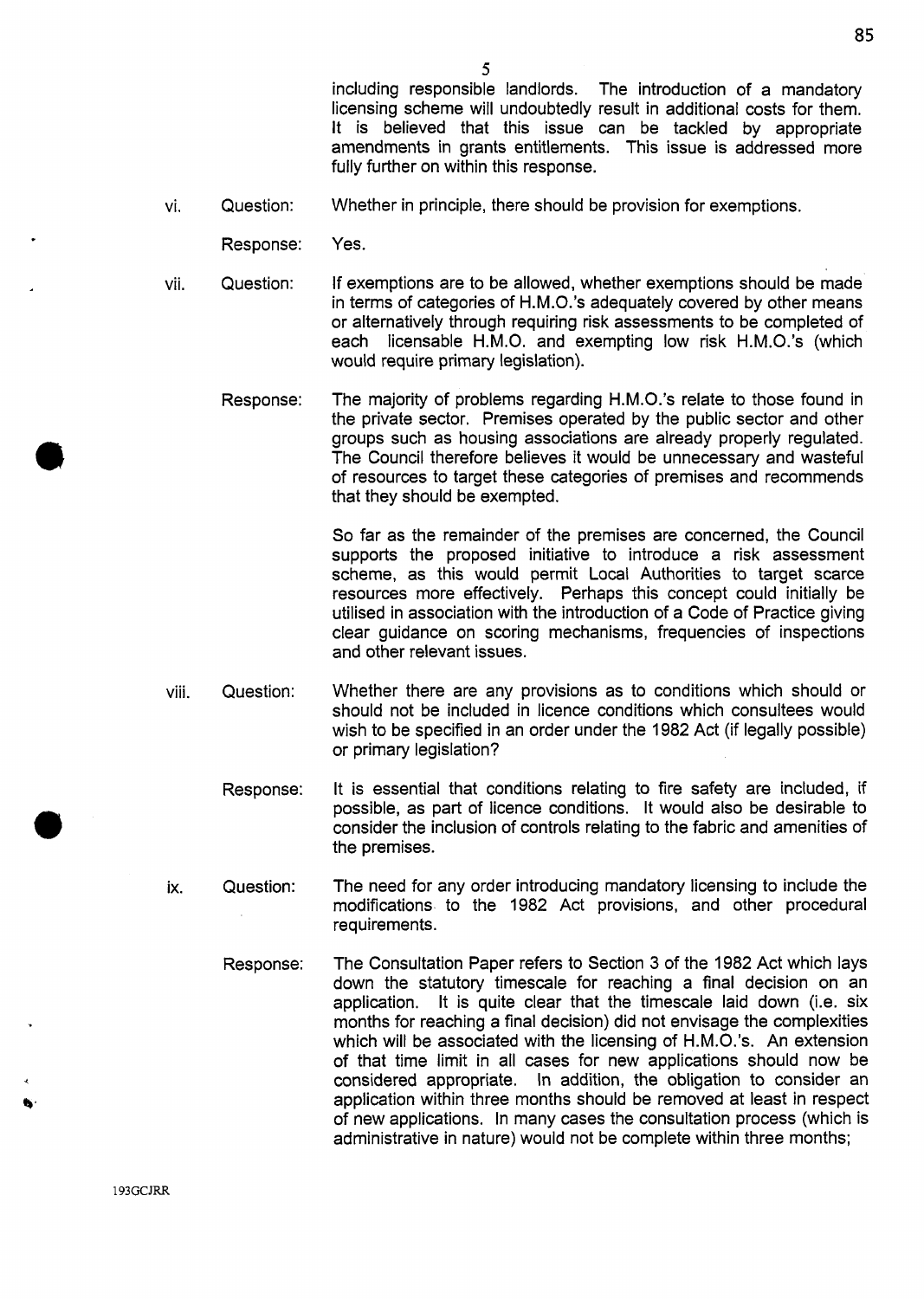including responsible landlords. The introduction of a mandatory licensing scheme will undoubtedly result in additional costs for them. It is believed that this issue can be tackled by appropriate amendments in grants entitlements. This issue is addressed more fully further on within this response.

vi. Question: Whether in principle, there should be provision for exemptions.

Response: Yes.

vii. Question: If exemptions are to be allowed, whether exemptions should be made in terms of categories of H.M.O.'s adequately covered by other means or alternatively through requiring risk assessments to be completed of each licensable H.M.O. and exempting low risk H.M.O.'s (which would require primary legislation).

Response: The majority of problems regarding H.M.O.'s relate to those found in the private sector. Premises operated by the public sector and other groups such as housing associations are already properly regulated. The Council therefore believes it would be unnecessary and wasteful of resources to target these categories of premises and recommends that they should be exempted.

So far as the remainder of the premises are concerned, the Council supports the proposed initiative to introduce a risk assessment scheme, as this would permit Local Authorities to target scarce resources more effectively. Perhaps this concept could initially be utilised in association with the introduction of a Code of Practice giving clear guidance on scoring mechanisms, frequencies of inspections and other relevant issues.

viii. Question: Whether there are any provisions as to conditions which should or should not be included in licence conditions which consultees would wish to be specified in an order under the 1982 Act (if legally possible) or primary legislation?

Response: It is essential that conditions relating to fire safety are included, if possible, as part of licence conditions. It would also be desirable to consider the inclusion of controls relating to the fabric and amenities of the premises.

ix. Question: The need for any order introducing mandatory licensing to include the modifications to the 1982 Act provisions, and other procedural requirements.

Response: The Consultation Paper refers to Section 3 of the 1982 Act which lays down the statutory timescale for reaching a final decision on an application. It is quite clear that the timescale laid down (i.e. six months for reaching a final decision) did not envisage the complexities which will be associated with the licensing of H.M.O.'s. An extension of that time limit in all cases for new applications should now be considered appropriate. In addition, the obligation to consider an application within three months should be removed at least in respect of new applications. In many cases the consultation process (which is administrative in nature) would not be complete within three months;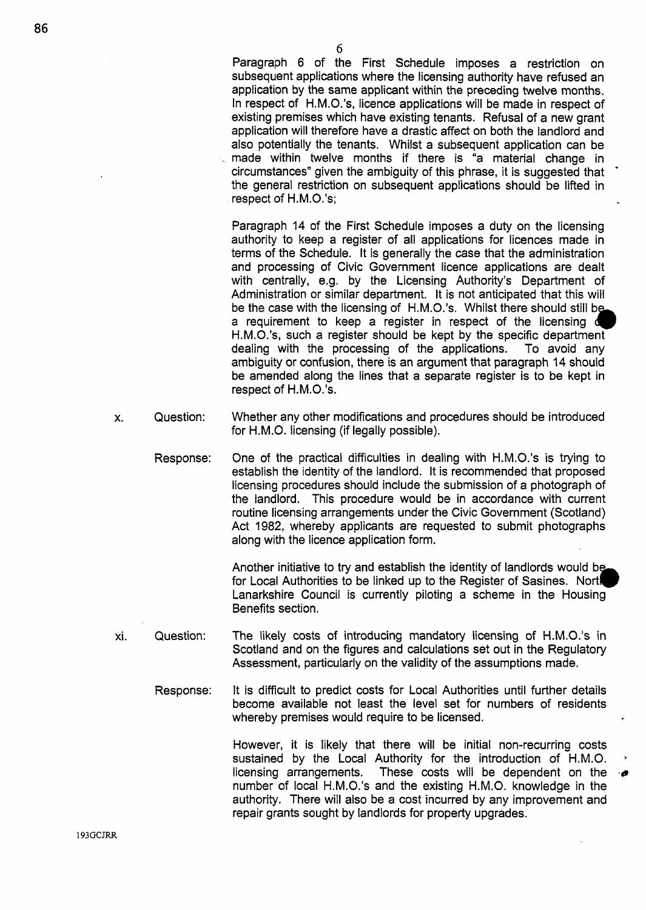Paragraph 6 of the First Schedule imposes a restriction on subsequent applications where the licensing authority have refused an application by the same applicant within the preceding twelve months. In respect of H.M.O.'s, licence applications will be made in respect of existing premises which have existing tenants. Refusal of a new grant application will therefore have a drastic affect on both the landlord and also potentially the tenants. Whilst a subsequent application can be made within twelve months if there is "a material change in circumstances" given the ambiguity of this phrase, it is suggested that the general restriction on subsequent applications should be lifted in respect of H.M.O.'s;

Paragraph 14 of the First Schedule imposes a duty on the licensing authority to keep a register of all applications for licences made in terms of the Schedule. It is generally the case that the administration and processing of Civic Government licence applications are dealt with centrally, e.g. by the Licensing Authority's Department of Administration or similar department. It is not anticipated that this will be the case with the licensing of H.M.O.'s. Whilst there should still be a requirement to keep a register in respect of the licensing of H.M.O.'s, such a register should be kept by the specific department dealing with the processing of the applications. To avoid any ambiguity or confusion, there is an argument that paragraph 14 should be amended along the lines that a separate register is to be kept in respect of H.M.O.'s.

x. Question: Whether any other modifications and procedures should be introduced for H.M.O. licensing (if legally possible).

Response: One of the practical difficulties in dealing with H.M.O.'s is trying to establish the identity of the landlord. It is recommended that proposed licensing procedures should include the submission of a photograph of the landlord. This procedure would be in accordance with current routine licensing arrangements under the Civic Government (Scotland) Act 1982, whereby applicants are requested to submit photographs along with the licence application form.

Another initiative to try and establish the identity of landlords would be for Local Authorities to be linked up to the Register of Sasines. North Lanarkshire Council is currently piloting a scheme in the Housing Benefits section.

xi. Question: The likely costs of introducing mandatory licensing of H.M.O.'s in Scotland and on the figures and calculations set out in the Regulatory Assessment, particularly on the validity of the assumptions made.

Response: It is difficult to predict costs for Local Authorities until further details become available not least the level set for numbers of residents whereby premises would require to be licensed.

However, it is likely that there will be initial non-recurring costs sustained by the Local Authority for the introduction of H.M.O. licensing arrangements. These costs will be dependent on the number of local H.M.O.'s and the existing H.M.O. knowledge in the authority. There will also be a cost incurred by any improvement and repair grants sought by landlords for property upgrades.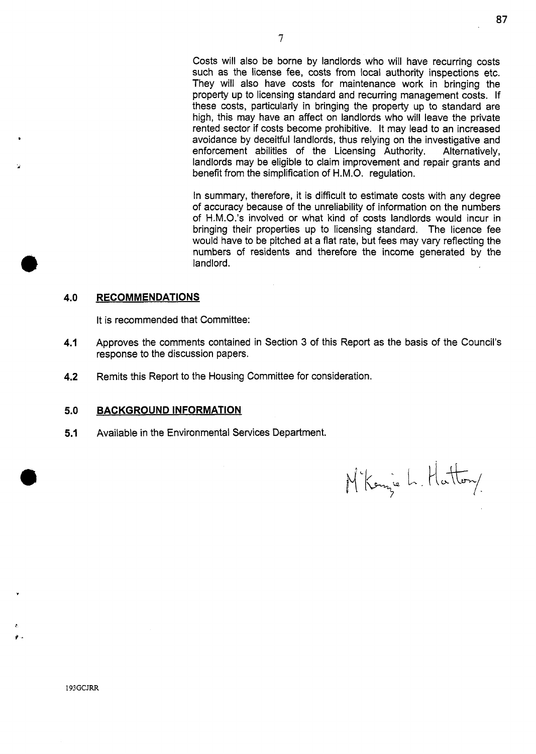Costs will also be borne by landlords who will have recurring costs such as the license fee, costs from local authority inspections etc. They will also have costs for maintenance work in bringing the property up to licensing standard and recurring management costs. If these costs, particularly in bringing the property up to standard are high, this may have an affect on landlords who will leave the private rented sector if costs become prohibitive. It may lead to an increased avoidance by deceitful landlords, thus relying on the investigative and enforcement abilities of the Licensing Authority. Alternatively, landlords may be eligible to claim improvement and repair grants and benefit from the simplification of H.M.O. regulation.

In summary, therefore, it is difficult to estimate costs with any degree of accuracy because of the unreliability of information on the numbers of H.M.O.'s involved or what kind of costs landlords would incur in bringing their properties up to licensing standard. The licence fee would have to be pitched at a flat rate, but fees may vary reflecting the numbers of residents and therefore the income generated by the landlord.

## 4.0 RECOMMENDATIONS

It is recommended that Committee:

**4.1** Approves the comments contained in Section 3 of this Report as the basis of the Council's response to the discussion papers.

**4.2** Remits this Report to the Housing Committee for consideration.

## 5.0 BACKGROUND INFORMATION

**5.1** Available in the Environmental Services Department.

M'Kenzie L. Hattery

193GCJRR